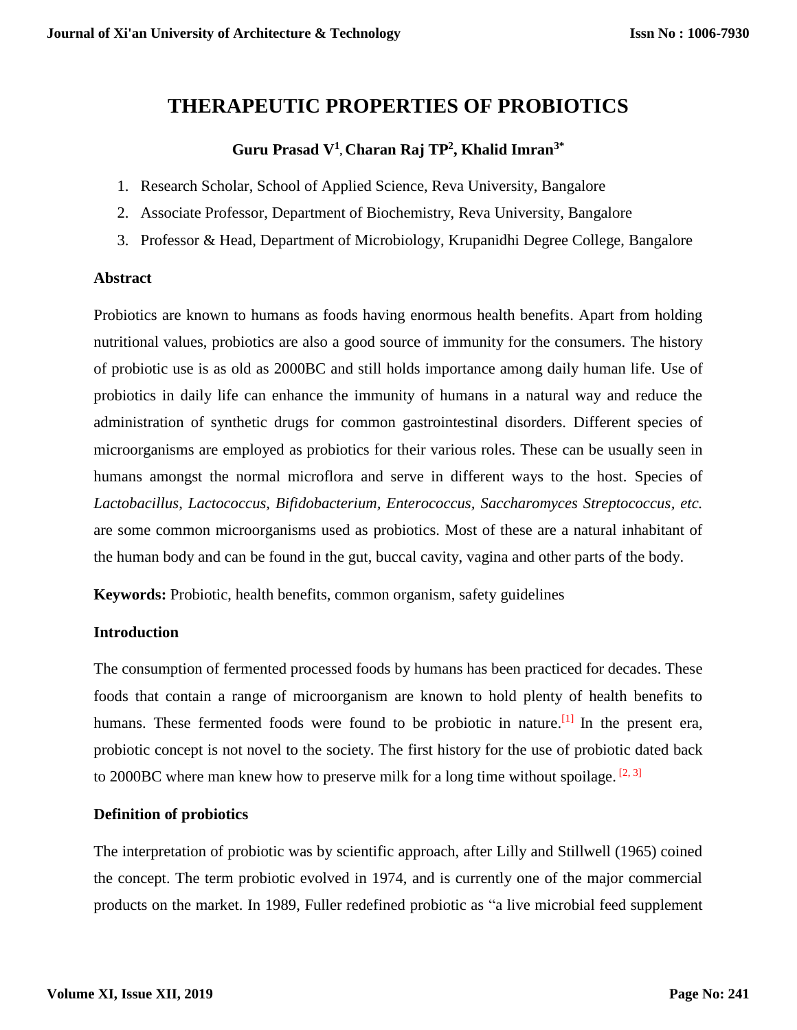# THERAPEUTIC PROPERTIES OF PROBIOTICS

**Guru Prasad V[1], Charan Raj TP[2], Khalid Imran[3*]**

1. Research Scholar, School of Applied Science, Reva University, Bangalore
2. Associate Professor, Department of Biochemistry, Reva University, Bangalore
3. Professor & Head, Department of Microbiology, Krupanidhi Degree College, Bangalore

## Abstract

Probiotics are known to humans as foods having enormous health benefits. Apart from holding nutritional values, probiotics are also a good source of immunity for the consumers. The history of probiotic use is as old as 2000BC and still holds importance among daily human life. Use of probiotics in daily life can enhance the immunity of humans in a natural way and reduce the administration of synthetic drugs for common gastrointestinal disorders. Different species of microorganisms are employed as probiotics for their various roles. These can be usually seen in humans amongst the normal microflora and serve in different ways to the host. Species of *Lactobacillus*, *Lactococcus*, *Bifidobacterium*, *Enterococcus*, *Saccharomyces Streptococcus*, *etc.* are some common microorganisms used as probiotics. Most of these are a natural inhabitant of the human body and can be found in the gut, buccal cavity, vagina and other parts of the body.

**Keywords:** Probiotic, health benefits, common organism, safety guidelines

## Introduction

The consumption of fermented processed foods by humans has been practiced for decades. These foods that contain a range of microorganism are known to hold plenty of health benefits to humans. These fermented foods were found to be probiotic in nature.[1] In the present era, probiotic concept is not novel to the society. The first history for the use of probiotic dated back to 2000BC where man knew how to preserve milk for a long time without spoilage. [2, 3]

## Definition of probiotics

The interpretation of probiotic was by scientific approach, after Lilly and Stillwell (1965) coined the concept. The term probiotic evolved in 1974, and is currently one of the major commercial products on the market. In 1989, Fuller redefined probiotic as "a live microbial feed supplement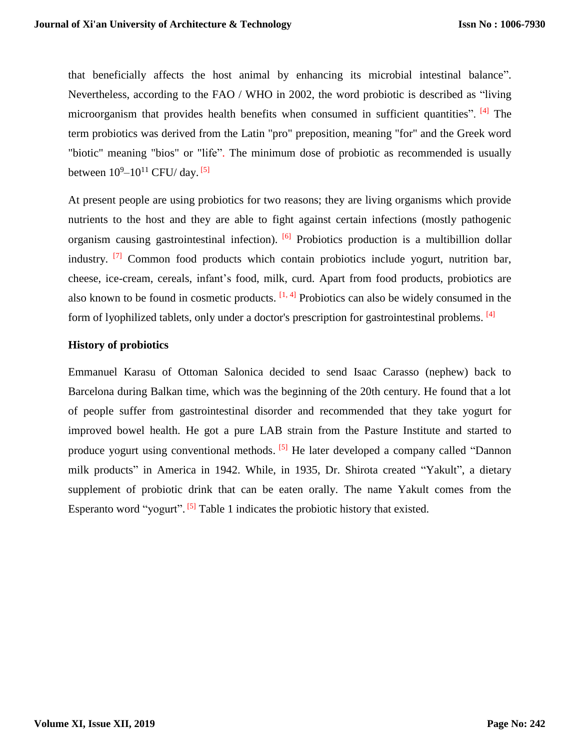that beneficially affects the host animal by enhancing its microbial intestinal balance". Nevertheless, according to the FAO / WHO in 2002, the word probiotic is described as "living microorganism that provides health benefits when consumed in sufficient quantities". [4] The term probiotics was derived from the Latin "pro" preposition, meaning "for" and the Greek word "biotic" meaning "bios" or "life". The minimum dose of probiotic as recommended is usually between $10^9$–$10^{11}$ CFU/ day. [5]

At present people are using probiotics for two reasons; they are living organisms which provide nutrients to the host and they are able to fight against certain infections (mostly pathogenic organism causing gastrointestinal infection). [6] Probiotics production is a multibillion dollar industry. [7] Common food products which contain probiotics include yogurt, nutrition bar, cheese, ice-cream, cereals, infant's food, milk, curd. Apart from food products, probiotics are also known to be found in cosmetic products. [1, 4] Probiotics can also be widely consumed in the form of lyophilized tablets, only under a doctor's prescription for gastrointestinal problems. [4]

### History of probiotics

Emmanuel Karasu of Ottoman Salonica decided to send Isaac Carasso (nephew) back to Barcelona during Balkan time, which was the beginning of the 20th century. He found that a lot of people suffer from gastrointestinal disorder and recommended that they take yogurt for improved bowel health. He got a pure LAB strain from the Pasture Institute and started to produce yogurt using conventional methods. [5] He later developed a company called "Dannon milk products" in America in 1942. While, in 1935, Dr. Shirota created "Yakult", a dietary supplement of probiotic drink that can be eaten orally. The name Yakult comes from the Esperanto word "yogurt". [5] Table 1 indicates the probiotic history that existed.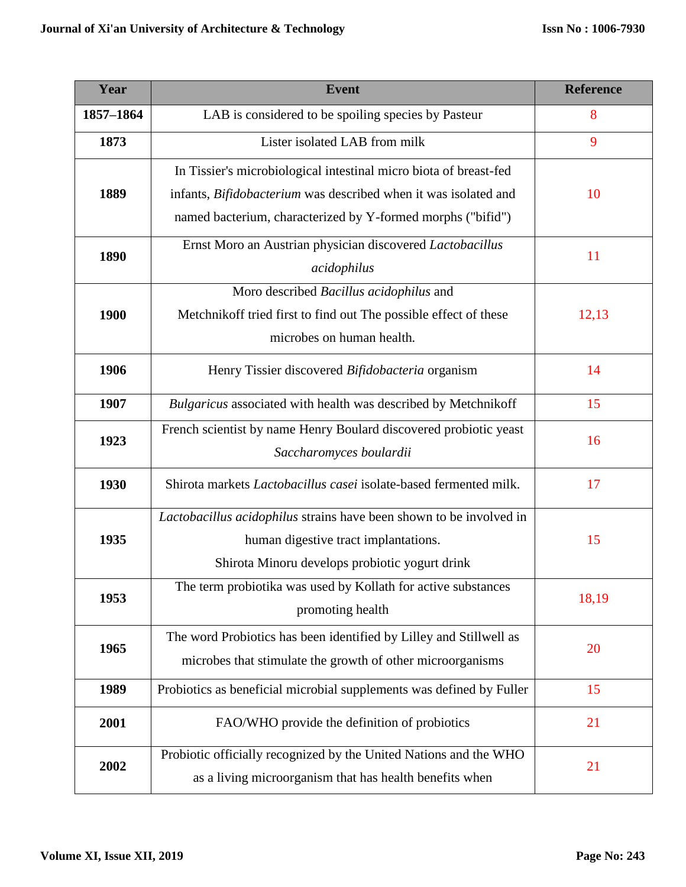| Year | Event | Reference |
|---|---|---|
| **1857–1864** | LAB is considered to be spoiling species by Pasteur | 8 |
| **1873** | Lister isolated LAB from milk | 9 |
| **1889** | In Tissier's microbiological intestinal micro biota of breast-fed infants, *Bifidobacterium* was described when it was isolated and named bacterium, characterized by Y-formed morphs ("bifid") | 10 |
| **1890** | Ernst Moro an Austrian physician discovered *Lactobacillus acidophilus* | 11 |
| **1900** | Moro described *Bacillus acidophilus* and Metchnikoff tried first to find out The possible effect of these microbes on human health. | 12,13 |
| **1906** | Henry Tissier discovered *Bifidobacteria* organism | 14 |
| **1907** | *Bulgaricus* associated with health was described by Metchnikoff | 15 |
| **1923** | French scientist by name Henry Boulard discovered probiotic yeast *Saccharomyces boulardii* | 16 |
| **1930** | Shirota markets *Lactobacillus casei* isolate-based fermented milk. | 17 |
| **1935** | *Lactobacillus acidophilus* strains have been shown to be involved in human digestive tract implantations. Shirota Minoru develops probiotic yogurt drink | 15 |
| **1953** | The term probiotika was used by Kollath for active substances promoting health | 18,19 |
| **1965** | The word Probiotics has been identified by Lilley and Stillwell as microbes that stimulate the growth of other microorganisms | 20 |
| **1989** | Probiotics as beneficial microbial supplements was defined by Fuller | 15 |
| **2001** | FAO/WHO provide the definition of probiotics | 21 |
| **2002** | Probiotic officially recognized by the United Nations and the WHO as a living microorganism that has health benefits when | 21 |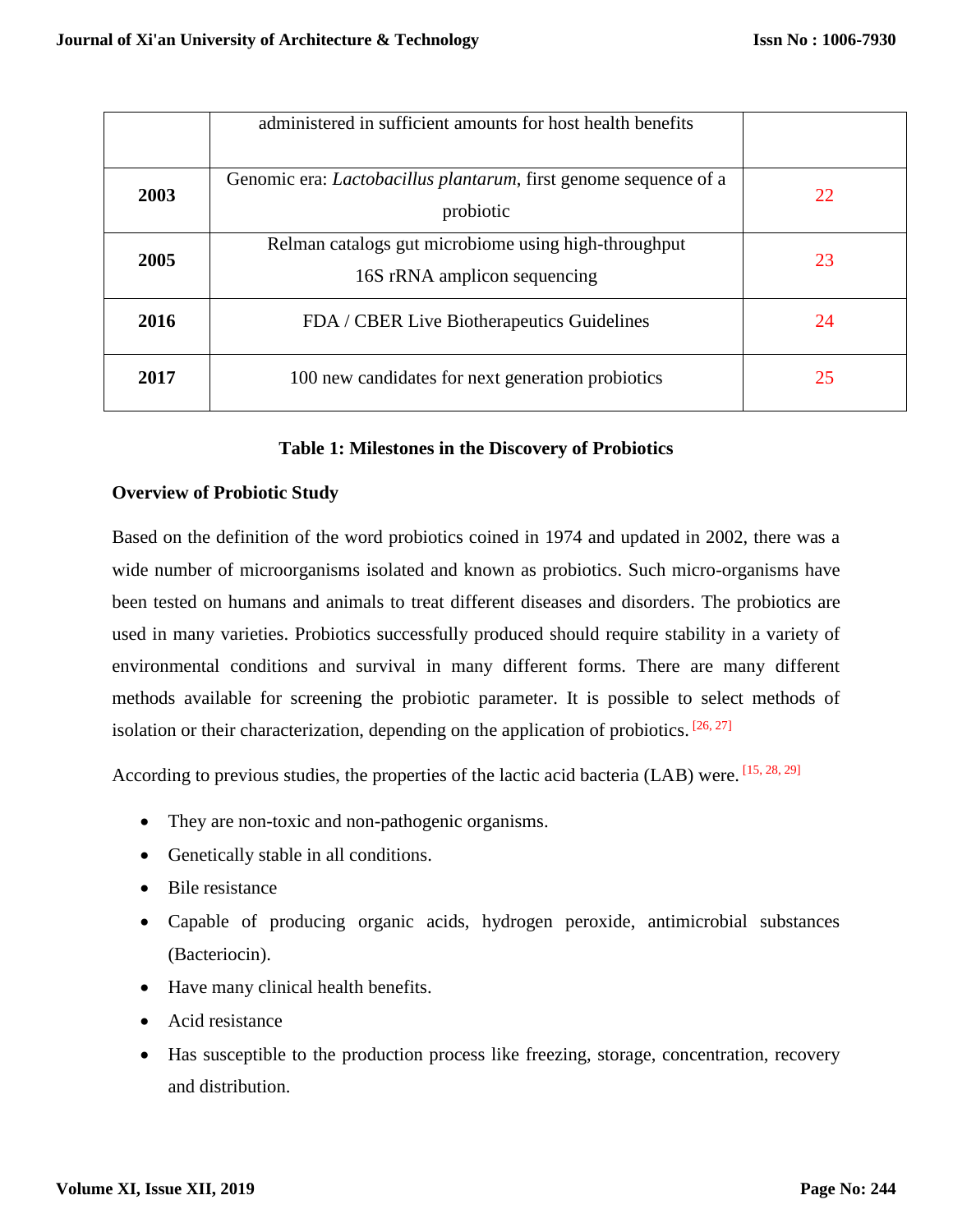|  |  |  |
|---|---|---|
|  | administered in sufficient amounts for host health benefits |  |
| **2003** | Genomic era: *Lactobacillus plantarum*, first genome sequence of a probiotic | 22 |
| **2005** | Relman catalogs gut microbiome using high-throughput 16S rRNA amplicon sequencing | 23 |
| **2016** | FDA / CBER Live Biotherapeutics Guidelines | 24 |
| **2017** | 100 new candidates for next generation probiotics | 25 |

**Table 1: Milestones in the Discovery of Probiotics**

**Overview of Probiotic Study**

Based on the definition of the word probiotics coined in 1974 and updated in 2002, there was a wide number of microorganisms isolated and known as probiotics. Such micro-organisms have been tested on humans and animals to treat different diseases and disorders. The probiotics are used in many varieties. Probiotics successfully produced should require stability in a variety of environmental conditions and survival in many different forms. There are many different methods available for screening the probiotic parameter. It is possible to select methods of isolation or their characterization, depending on the application of probiotics. [26, 27]

According to previous studies, the properties of the lactic acid bacteria (LAB) were. [15, 28, 29]

- They are non-toxic and non-pathogenic organisms.
- Genetically stable in all conditions.
- Bile resistance
- Capable of producing organic acids, hydrogen peroxide, antimicrobial substances (Bacteriocin).
- Have many clinical health benefits.
- Acid resistance
- Has susceptible to the production process like freezing, storage, concentration, recovery and distribution.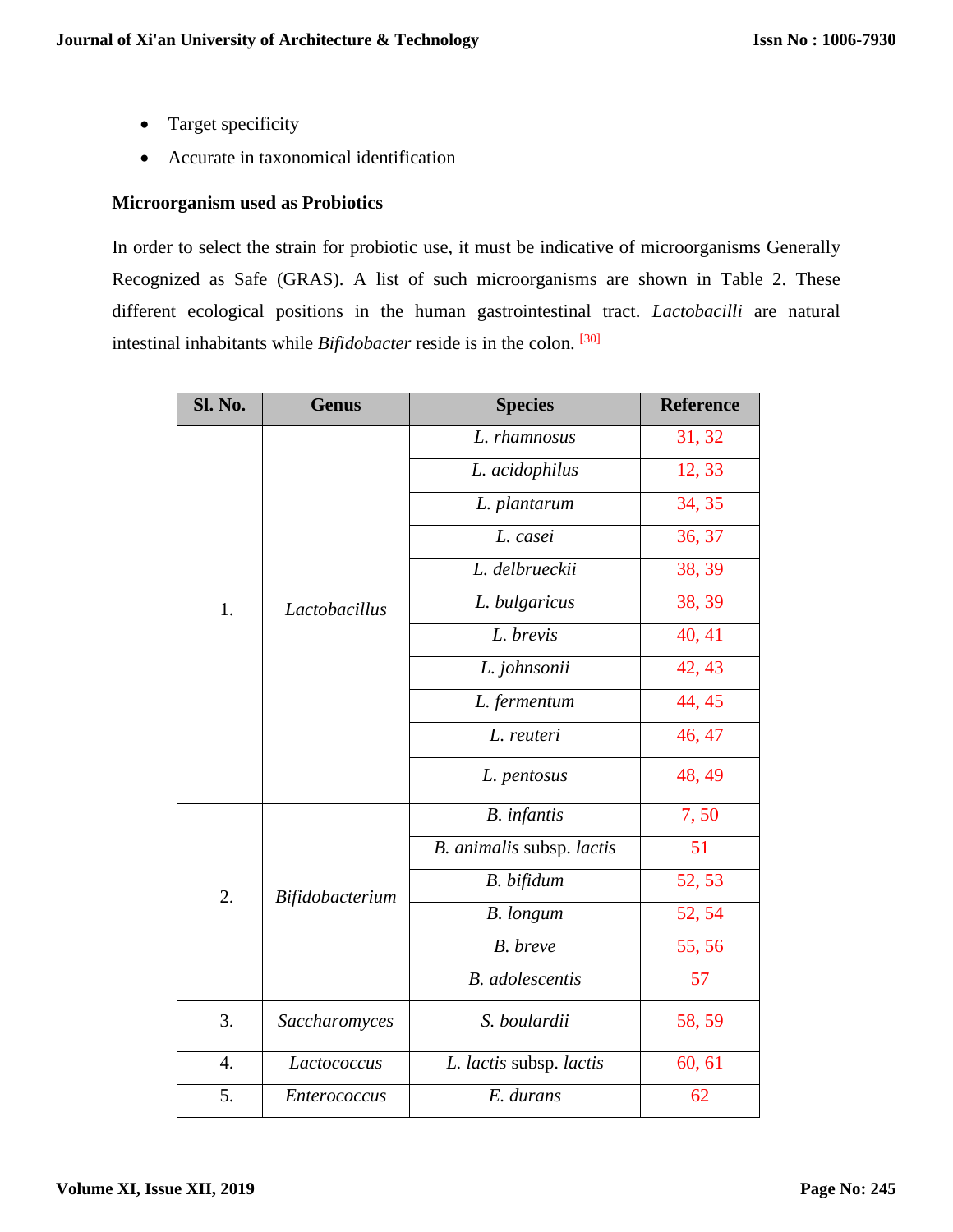- Target specificity
- Accurate in taxonomical identification

**Microorganism used as Probiotics**

In order to select the strain for probiotic use, it must be indicative of microorganisms Generally Recognized as Safe (GRAS). A list of such microorganisms are shown in Table 2. These different ecological positions in the human gastrointestinal tract. *Lactobacilli* are natural intestinal inhabitants while *Bifidobacter* reside is in the colon. [30]

| Sl. No. | Genus | Species | Reference |
|---|---|---|---|
| 1. | *Lactobacillus* | *L. rhamnosus* | 31, 32 |
| | | *L. acidophilus* | 12, 33 |
| | | *L. plantarum* | 34, 35 |
| | | *L. casei* | 36, 37 |
| | | *L. delbrueckii* | 38, 39 |
| | | *L. bulgaricus* | 38, 39 |
| | | *L. brevis* | 40, 41 |
| | | *L. johnsonii* | 42, 43 |
| | | *L. fermentum* | 44, 45 |
| | | *L. reuteri* | 46, 47 |
| | | *L. pentosus* | 48, 49 |
| 2. | *Bifidobacterium* | *B. infantis* | 7, 50 |
| | | *B. animalis* subsp. *lactis* | 51 |
| | | *B. bifidum* | 52, 53 |
| | | *B. longum* | 52, 54 |
| | | *B. breve* | 55, 56 |
| | | *B. adolescentis* | 57 |
| 3. | *Saccharomyces* | *S. boulardii* | 58, 59 |
| 4. | *Lactococcus* | *L. lactis* subsp. *lactis* | 60, 61 |
| 5. | *Enterococcus* | *E. durans* | 62 |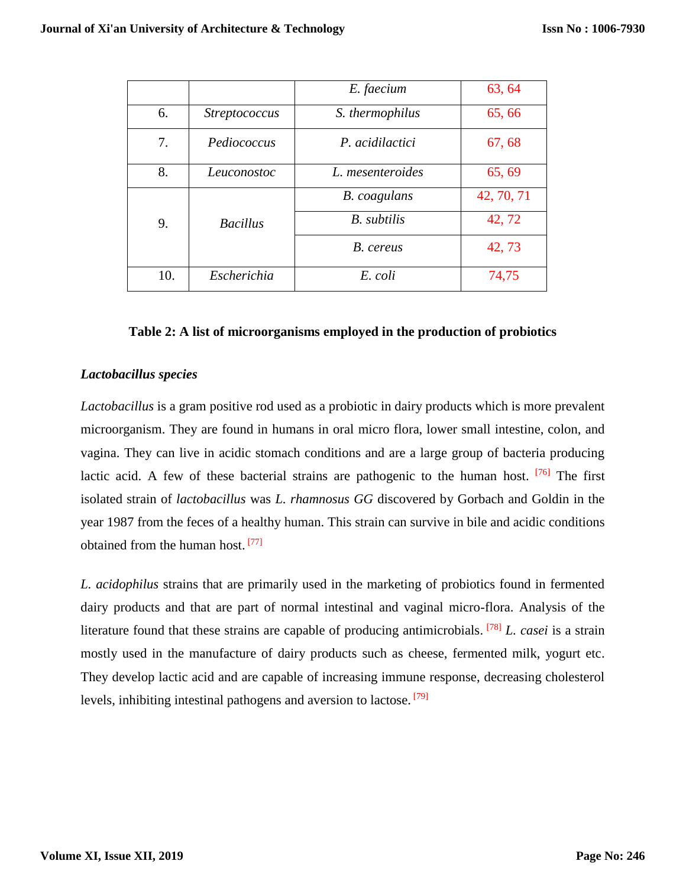| | | | |
|---|---|---|---|
| | | *E. faecium* | 63, 64 |
| 6. | *Streptococcus* | *S. thermophilus* | 65, 66 |
| 7. | *Pediococcus* | *P. acidilactici* | 67, 68 |
| 8. | *Leuconostoc* | *L. mesenteroides* | 65, 69 |
| 9. | *Bacillus* | *B. coagulans* | 42, 70, 71 |
| | | *B. subtilis* | 42, 72 |
| | | *B. cereus* | 42, 73 |
| 10. | *Escherichia* | *E. coli* | 74,75 |

**Table 2: A list of microorganisms employed in the production of probiotics**

***Lactobacillus species***

*Lactobacillus* is a gram positive rod used as a probiotic in dairy products which is more prevalent microorganism. They are found in humans in oral micro flora, lower small intestine, colon, and vagina. They can live in acidic stomach conditions and are a large group of bacteria producing lactic acid. A few of these bacterial strains are pathogenic to the human host. [76] The first isolated strain of *lactobacillus* was *L. rhamnosus GG* discovered by Gorbach and Goldin in the year 1987 from the feces of a healthy human. This strain can survive in bile and acidic conditions obtained from the human host. [77]

*L. acidophilus* strains that are primarily used in the marketing of probiotics found in fermented dairy products and that are part of normal intestinal and vaginal micro-flora. Analysis of the literature found that these strains are capable of producing antimicrobials. [78] *L. casei* is a strain mostly used in the manufacture of dairy products such as cheese, fermented milk, yogurt etc. They develop lactic acid and are capable of increasing immune response, decreasing cholesterol levels, inhibiting intestinal pathogens and aversion to lactose. [79]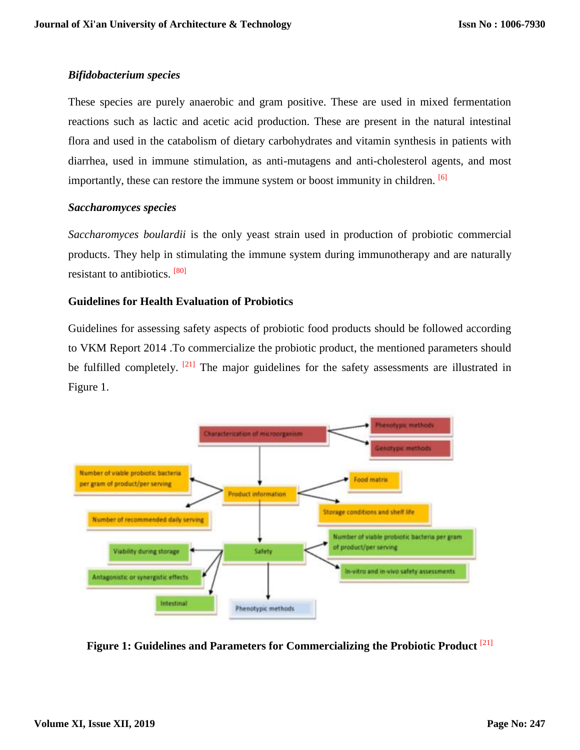### *Bifidobacterium species*

These species are purely anaerobic and gram positive. These are used in mixed fermentation reactions such as lactic and acetic acid production. These are present in the natural intestinal flora and used in the catabolism of dietary carbohydrates and vitamin synthesis in patients with diarrhea, used in immune stimulation, as anti-mutagens and anti-cholesterol agents, and most importantly, these can restore the immune system or boost immunity in children. [6]

### *Saccharomyces species*

*Saccharomyces boulardii* is the only yeast strain used in production of probiotic commercial products. They help in stimulating the immune system during immunotherapy and are naturally resistant to antibiotics. [80]

### Guidelines for Health Evaluation of Probiotics

Guidelines for assessing safety aspects of probiotic food products should be followed according to VKM Report 2014 .To commercialize the probiotic product, the mentioned parameters should be fulfilled completely. [21] The major guidelines for the safety assessments are illustrated in Figure 1.

Characterization of microorganism → Phenotypic methods; Genotypic methods

Product information → Number of viable probiotic bacteria per gram of product/per serving; Number of recommended daily serving; Food matrix; Storage conditions and shelf life

Safety → Number of viable probiotic bacteria per gram of product/per serving; In-vitro and in-vivo safety assessments; Viability during storage; Antagonistic or synergistic effects; Intestinal; Phenotypic methods

**Figure 1: Guidelines and Parameters for Commercializing the Probiotic Product** [21]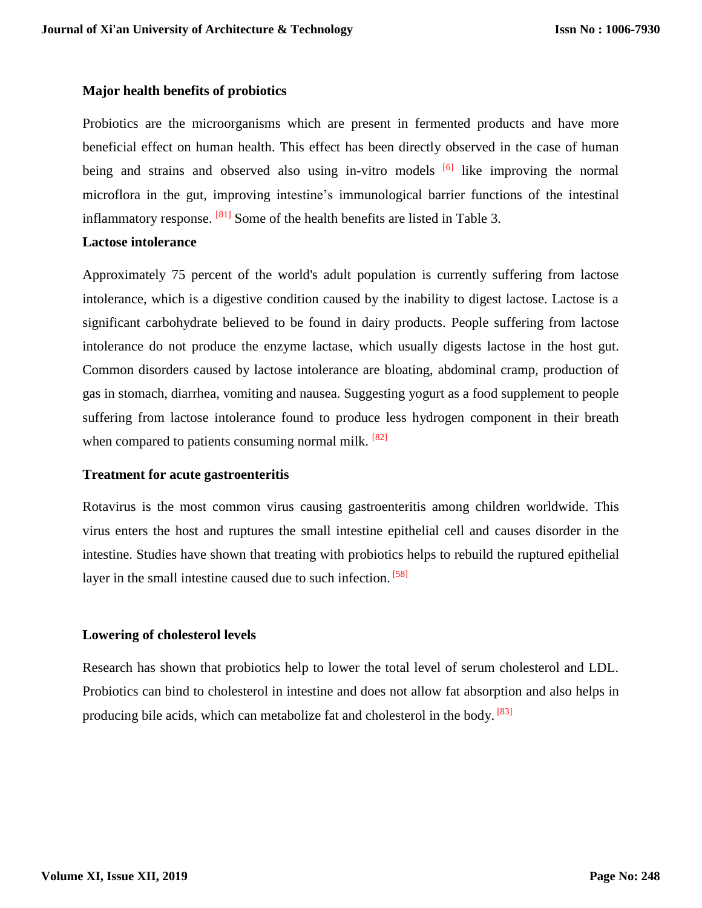### Major health benefits of probiotics

Probiotics are the microorganisms which are present in fermented products and have more beneficial effect on human health. This effect has been directly observed in the case of human being and strains and observed also using in-vitro models [6] like improving the normal microflora in the gut, improving intestine's immunological barrier functions of the intestinal inflammatory response. [81] Some of the health benefits are listed in Table 3.

### Lactose intolerance

Approximately 75 percent of the world's adult population is currently suffering from lactose intolerance, which is a digestive condition caused by the inability to digest lactose. Lactose is a significant carbohydrate believed to be found in dairy products. People suffering from lactose intolerance do not produce the enzyme lactase, which usually digests lactose in the host gut. Common disorders caused by lactose intolerance are bloating, abdominal cramp, production of gas in stomach, diarrhea, vomiting and nausea. Suggesting yogurt as a food supplement to people suffering from lactose intolerance found to produce less hydrogen component in their breath when compared to patients consuming normal milk. [82]

### Treatment for acute gastroenteritis

Rotavirus is the most common virus causing gastroenteritis among children worldwide. This virus enters the host and ruptures the small intestine epithelial cell and causes disorder in the intestine. Studies have shown that treating with probiotics helps to rebuild the ruptured epithelial layer in the small intestine caused due to such infection. [58]

### Lowering of cholesterol levels

Research has shown that probiotics help to lower the total level of serum cholesterol and LDL. Probiotics can bind to cholesterol in intestine and does not allow fat absorption and also helps in producing bile acids, which can metabolize fat and cholesterol in the body. [83]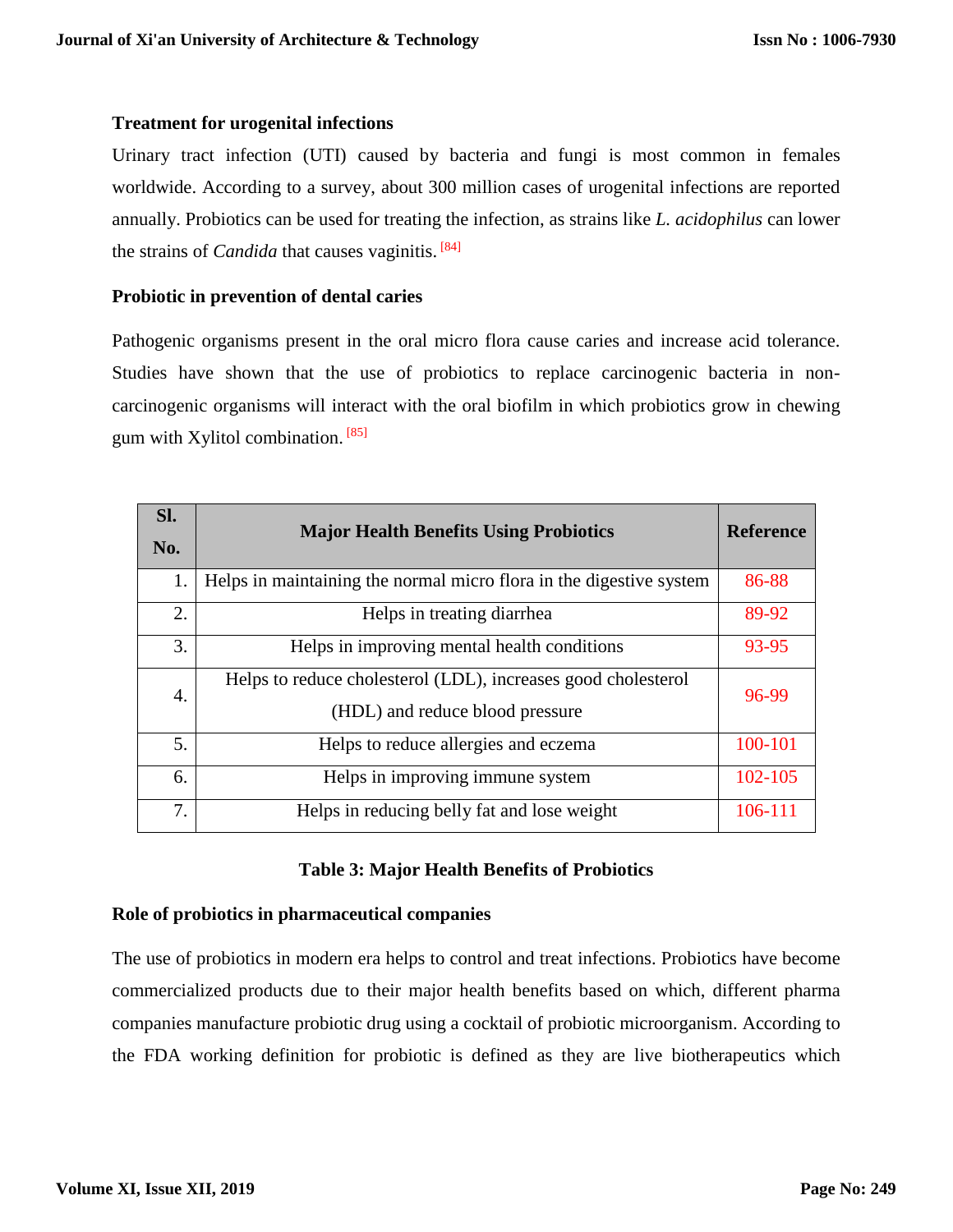### Treatment for urogenital infections

Urinary tract infection (UTI) caused by bacteria and fungi is most common in females worldwide. According to a survey, about 300 million cases of urogenital infections are reported annually. Probiotics can be used for treating the infection, as strains like *L. acidophilus* can lower the strains of *Candida* that causes vaginitis. [84]

### Probiotic in prevention of dental caries

Pathogenic organisms present in the oral micro flora cause caries and increase acid tolerance. Studies have shown that the use of probiotics to replace carcinogenic bacteria in non-carcinogenic organisms will interact with the oral biofilm in which probiotics grow in chewing gum with Xylitol combination. [85]

| Sl. No. | Major Health Benefits Using Probiotics | Reference |
|---|---|---|
| 1. | Helps in maintaining the normal micro flora in the digestive system | 86-88 |
| 2. | Helps in treating diarrhea | 89-92 |
| 3. | Helps in improving mental health conditions | 93-95 |
| 4. | Helps to reduce cholesterol (LDL), increases good cholesterol (HDL) and reduce blood pressure | 96-99 |
| 5. | Helps to reduce allergies and eczema | 100-101 |
| 6. | Helps in improving immune system | 102-105 |
| 7. | Helps in reducing belly fat and lose weight | 106-111 |

**Table 3: Major Health Benefits of Probiotics**

### Role of probiotics in pharmaceutical companies

The use of probiotics in modern era helps to control and treat infections. Probiotics have become commercialized products due to their major health benefits based on which, different pharma companies manufacture probiotic drug using a cocktail of probiotic microorganism. According to the FDA working definition for probiotic is defined as they are live biotherapeutics which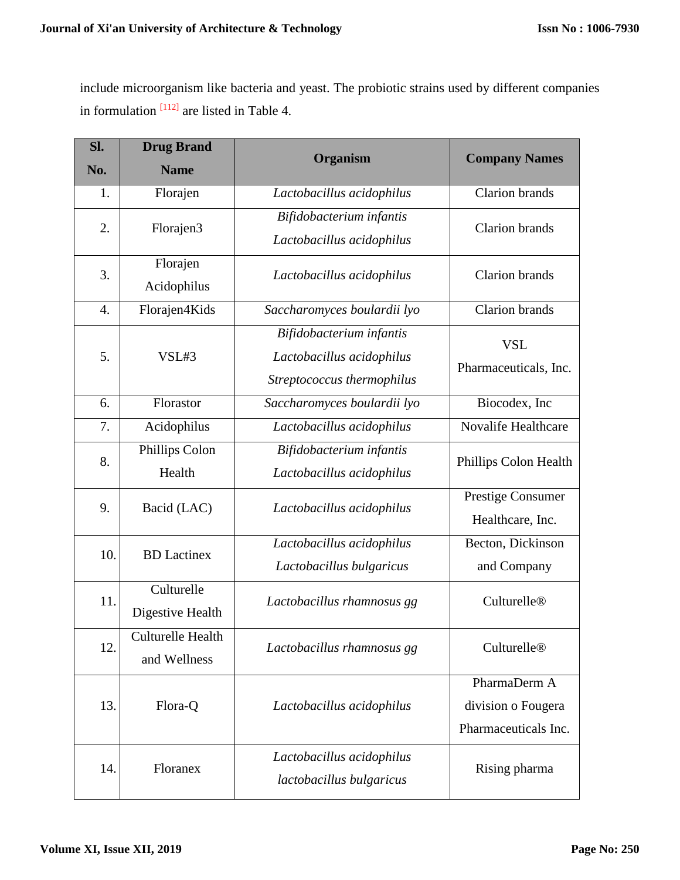include microorganism like bacteria and yeast. The probiotic strains used by different companies in formulation [112] are listed in Table 4.

| Sl. No. | Drug Brand Name | Organism | Company Names |
|---|---|---|---|
| 1. | Florajen | *Lactobacillus acidophilus* | Clarion brands |
| 2. | Florajen3 | *Bifidobacterium infantis* *Lactobacillus acidophilus* | Clarion brands |
| 3. | Florajen Acidophilus | *Lactobacillus acidophilus* | Clarion brands |
| 4. | Florajen4Kids | *Saccharomyces boulardii lyo* | Clarion brands |
| 5. | VSL#3 | *Bifidobacterium infantis* *Lactobacillus acidophilus* *Streptococcus thermophilus* | VSL Pharmaceuticals, Inc. |
| 6. | Florastor | *Saccharomyces boulardii lyo* | Biocodex, Inc |
| 7. | Acidophilus | *Lactobacillus acidophilus* | Novalife Healthcare |
| 8. | Phillips Colon Health | *Bifidobacterium infantis* *Lactobacillus acidophilus* | Phillips Colon Health |
| 9. | Bacid (LAC) | *Lactobacillus acidophilus* | Prestige Consumer Healthcare, Inc. |
| 10. | BD Lactinex | *Lactobacillus acidophilus* *Lactobacillus bulgaricus* | Becton, Dickinson and Company |
| 11. | Culturelle Digestive Health | *Lactobacillus rhamnosus gg* | Culturelle® |
| 12. | Culturelle Health and Wellness | *Lactobacillus rhamnosus gg* | Culturelle® |
| 13. | Flora-Q | *Lactobacillus acidophilus* | PharmaDerm A division o Fougera Pharmaceuticals Inc. |
| 14. | Floranex | *Lactobacillus acidophilus* *lactobacillus bulgaricus* | Rising pharma |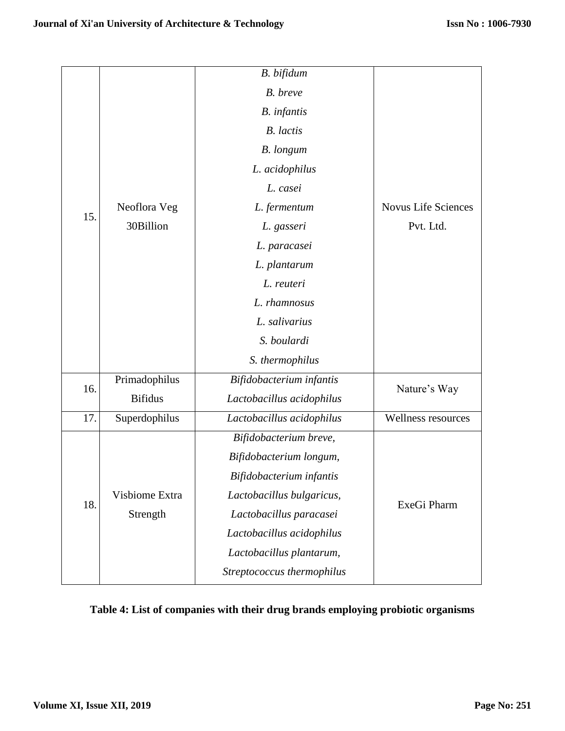| 15. | Neoflora Veg 30Billion | *B. bifidum*<br>*B. breve*<br>*B. infantis*<br>*B. lactis*<br>*B. longum*<br>*L. acidophilus*<br>*L. casei*<br>*L. fermentum*<br>*L. gasseri*<br>*L. paracasei*<br>*L. plantarum*<br>*L. reuteri*<br>*L. rhamnosus*<br>*L. salivarius*<br>*S. boulardi*<br>*S. thermophilus* | Novus Life Sciences Pvt. Ltd. |
|---|---|---|---|
| 16. | Primadophilus Bifidus | *Bifidobacterium infantis*<br>*Lactobacillus acidophilus* | Nature's Way |
| 17. | Superdophilus | *Lactobacillus acidophilus* | Wellness resources |
| 18. | Visbiome Extra Strength | *Bifidobacterium breve,*<br>*Bifidobacterium longum,*<br>*Bifidobacterium infantis*<br>*Lactobacillus bulgaricus,*<br>*Lactobacillus paracasei*<br>*Lactobacillus acidophilus*<br>*Lactobacillus plantarum,*<br>*Streptococcus thermophilus* | ExeGi Pharm |

**Table 4: List of companies with their drug brands employing probiotic organisms**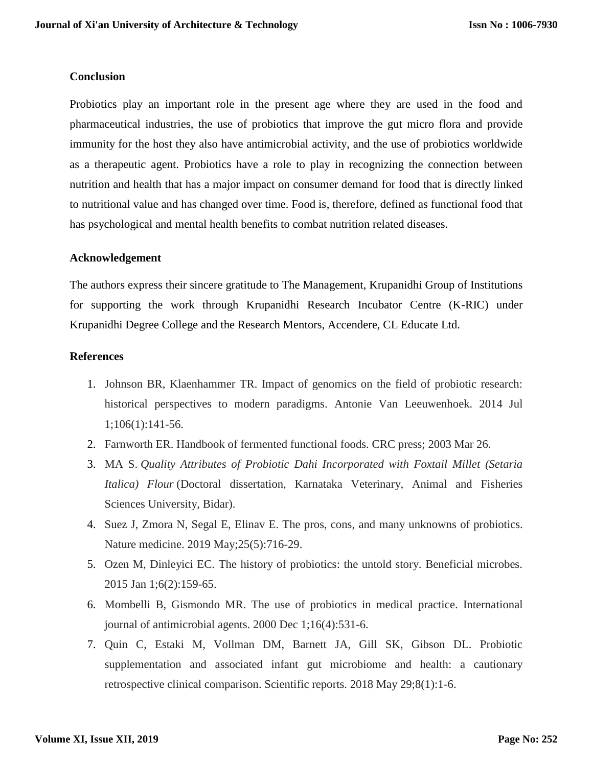## Conclusion

Probiotics play an important role in the present age where they are used in the food and pharmaceutical industries, the use of probiotics that improve the gut micro flora and provide immunity for the host they also have antimicrobial activity, and the use of probiotics worldwide as a therapeutic agent. Probiotics have a role to play in recognizing the connection between nutrition and health that has a major impact on consumer demand for food that is directly linked to nutritional value and has changed over time. Food is, therefore, defined as functional food that has psychological and mental health benefits to combat nutrition related diseases.

## Acknowledgement

The authors express their sincere gratitude to The Management, Krupanidhi Group of Institutions for supporting the work through Krupanidhi Research Incubator Centre (K-RIC) under Krupanidhi Degree College and the Research Mentors, Accendere, CL Educate Ltd.

## References

1. Johnson BR, Klaenhammer TR. Impact of genomics on the field of probiotic research: historical perspectives to modern paradigms. Antonie Van Leeuwenhoek. 2014 Jul 1;106(1):141-56.
2. Farnworth ER. Handbook of fermented functional foods. CRC press; 2003 Mar 26.
3. MA S. *Quality Attributes of Probiotic Dahi Incorporated with Foxtail Millet (Setaria Italica) Flour* (Doctoral dissertation, Karnataka Veterinary, Animal and Fisheries Sciences University, Bidar).
4. Suez J, Zmora N, Segal E, Elinav E. The pros, cons, and many unknowns of probiotics. Nature medicine. 2019 May;25(5):716-29.
5. Ozen M, Dinleyici EC. The history of probiotics: the untold story. Beneficial microbes. 2015 Jan 1;6(2):159-65.
6. Mombelli B, Gismondo MR. The use of probiotics in medical practice. International journal of antimicrobial agents. 2000 Dec 1;16(4):531-6.
7. Quin C, Estaki M, Vollman DM, Barnett JA, Gill SK, Gibson DL. Probiotic supplementation and associated infant gut microbiome and health: a cautionary retrospective clinical comparison. Scientific reports. 2018 May 29;8(1):1-6.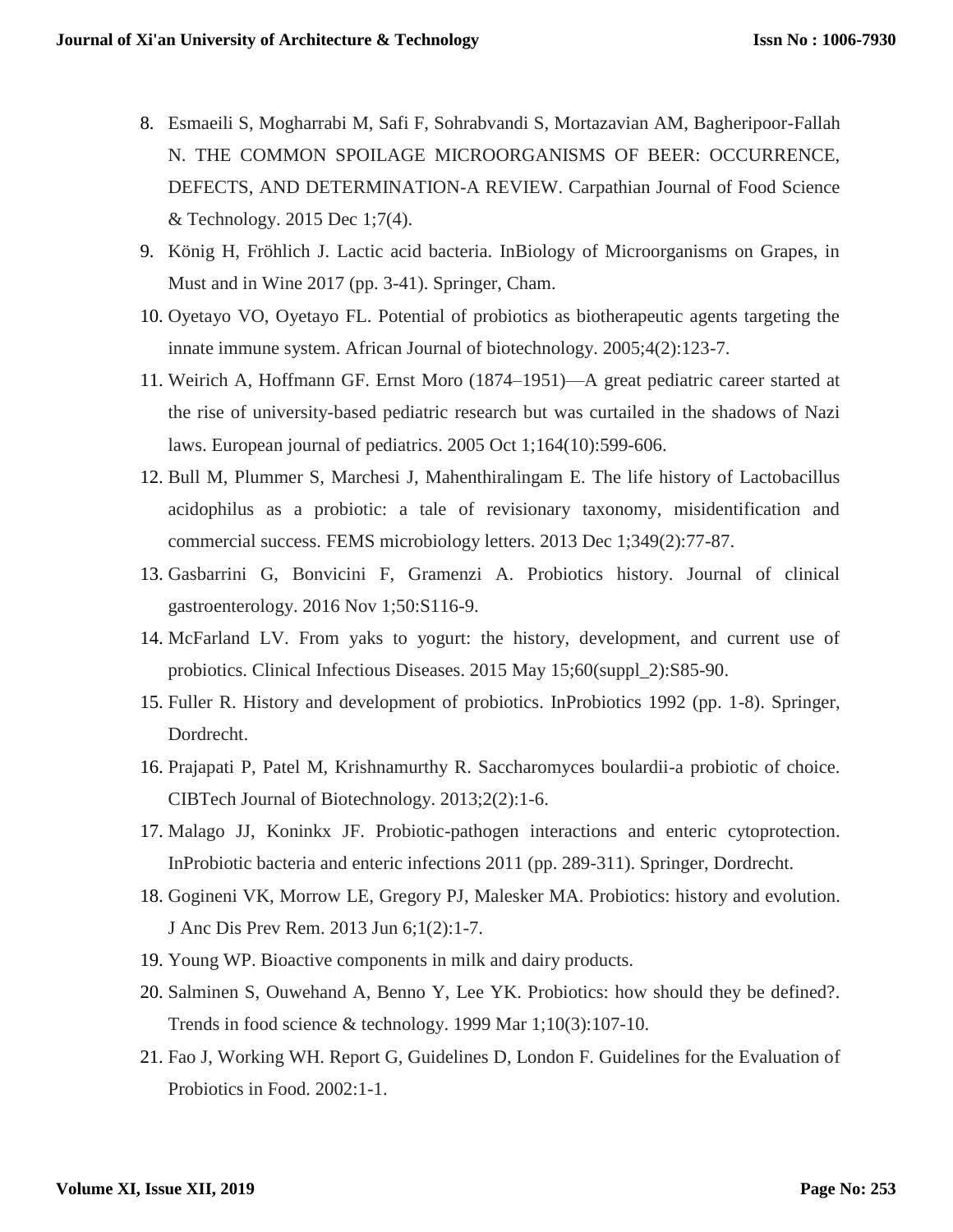8. Esmaeili S, Mogharrabi M, Safi F, Sohrabvandi S, Mortazavian AM, Bagheripoor-Fallah N. THE COMMON SPOILAGE MICROORGANISMS OF BEER: OCCURRENCE, DEFECTS, AND DETERMINATION-A REVIEW. Carpathian Journal of Food Science & Technology. 2015 Dec 1;7(4).
9. König H, Fröhlich J. Lactic acid bacteria. InBiology of Microorganisms on Grapes, in Must and in Wine 2017 (pp. 3-41). Springer, Cham.
10. Oyetayo VO, Oyetayo FL. Potential of probiotics as biotherapeutic agents targeting the innate immune system. African Journal of biotechnology. 2005;4(2):123-7.
11. Weirich A, Hoffmann GF. Ernst Moro (1874–1951)—A great pediatric career started at the rise of university-based pediatric research but was curtailed in the shadows of Nazi laws. European journal of pediatrics. 2005 Oct 1;164(10):599-606.
12. Bull M, Plummer S, Marchesi J, Mahenthiralingam E. The life history of Lactobacillus acidophilus as a probiotic: a tale of revisionary taxonomy, misidentification and commercial success. FEMS microbiology letters. 2013 Dec 1;349(2):77-87.
13. Gasbarrini G, Bonvicini F, Gramenzi A. Probiotics history. Journal of clinical gastroenterology. 2016 Nov 1;50:S116-9.
14. McFarland LV. From yaks to yogurt: the history, development, and current use of probiotics. Clinical Infectious Diseases. 2015 May 15;60(suppl_2):S85-90.
15. Fuller R. History and development of probiotics. InProbiotics 1992 (pp. 1-8). Springer, Dordrecht.
16. Prajapati P, Patel M, Krishnamurthy R. Saccharomyces boulardii-a probiotic of choice. CIBTech Journal of Biotechnology. 2013;2(2):1-6.
17. Malago JJ, Koninkx JF. Probiotic-pathogen interactions and enteric cytoprotection. InProbiotic bacteria and enteric infections 2011 (pp. 289-311). Springer, Dordrecht.
18. Gogineni VK, Morrow LE, Gregory PJ, Malesker MA. Probiotics: history and evolution. J Anc Dis Prev Rem. 2013 Jun 6;1(2):1-7.
19. Young WP. Bioactive components in milk and dairy products.
20. Salminen S, Ouwehand A, Benno Y, Lee YK. Probiotics: how should they be defined?. Trends in food science & technology. 1999 Mar 1;10(3):107-10.
21. Fao J, Working WH. Report G, Guidelines D, London F. Guidelines for the Evaluation of Probiotics in Food. 2002:1-1.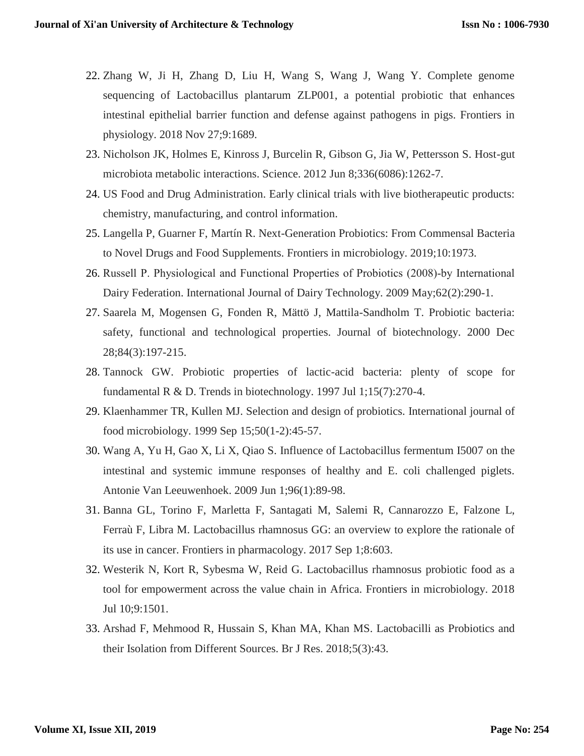22. Zhang W, Ji H, Zhang D, Liu H, Wang S, Wang J, Wang Y. Complete genome sequencing of Lactobacillus plantarum ZLP001, a potential probiotic that enhances intestinal epithelial barrier function and defense against pathogens in pigs. Frontiers in physiology. 2018 Nov 27;9:1689.
23. Nicholson JK, Holmes E, Kinross J, Burcelin R, Gibson G, Jia W, Pettersson S. Host-gut microbiota metabolic interactions. Science. 2012 Jun 8;336(6086):1262-7.
24. US Food and Drug Administration. Early clinical trials with live biotherapeutic products: chemistry, manufacturing, and control information.
25. Langella P, Guarner F, Martín R. Next-Generation Probiotics: From Commensal Bacteria to Novel Drugs and Food Supplements. Frontiers in microbiology. 2019;10:1973.
26. Russell P. Physiological and Functional Properties of Probiotics (2008)-by International Dairy Federation. International Journal of Dairy Technology. 2009 May;62(2):290-1.
27. Saarela M, Mogensen G, Fonden R, Mättö J, Mattila-Sandholm T. Probiotic bacteria: safety, functional and technological properties. Journal of biotechnology. 2000 Dec 28;84(3):197-215.
28. Tannock GW. Probiotic properties of lactic-acid bacteria: plenty of scope for fundamental R & D. Trends in biotechnology. 1997 Jul 1;15(7):270-4.
29. Klaenhammer TR, Kullen MJ. Selection and design of probiotics. International journal of food microbiology. 1999 Sep 15;50(1-2):45-57.
30. Wang A, Yu H, Gao X, Li X, Qiao S. Influence of Lactobacillus fermentum I5007 on the intestinal and systemic immune responses of healthy and E. coli challenged piglets. Antonie Van Leeuwenhoek. 2009 Jun 1;96(1):89-98.
31. Banna GL, Torino F, Marletta F, Santagati M, Salemi R, Cannarozzo E, Falzone L, Ferraù F, Libra M. Lactobacillus rhamnosus GG: an overview to explore the rationale of its use in cancer. Frontiers in pharmacology. 2017 Sep 1;8:603.
32. Westerik N, Kort R, Sybesma W, Reid G. Lactobacillus rhamnosus probiotic food as a tool for empowerment across the value chain in Africa. Frontiers in microbiology. 2018 Jul 10;9:1501.
33. Arshad F, Mehmood R, Hussain S, Khan MA, Khan MS. Lactobacilli as Probiotics and their Isolation from Different Sources. Br J Res. 2018;5(3):43.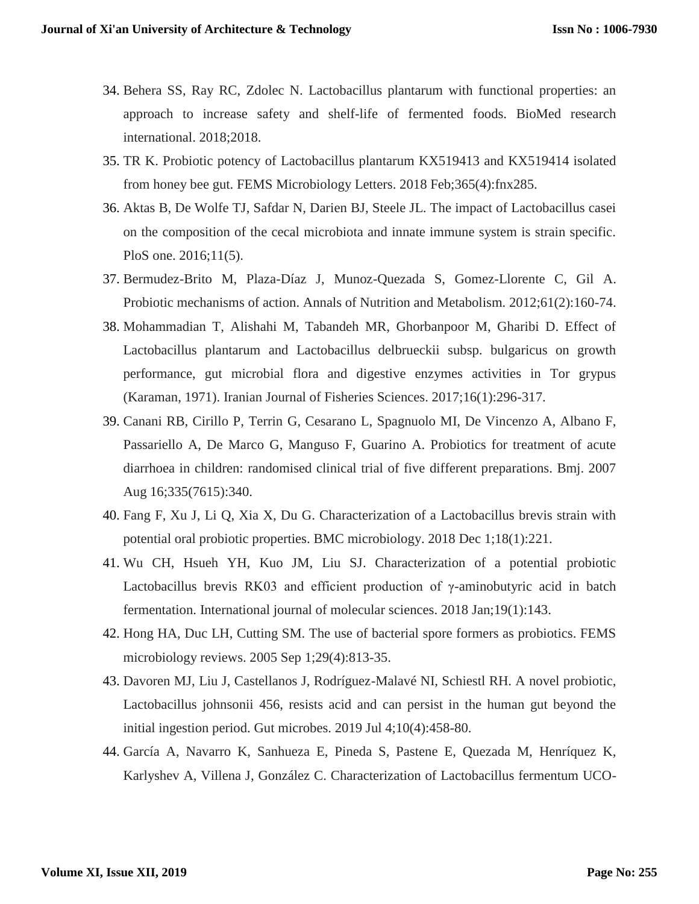34. Behera SS, Ray RC, Zdolec N. Lactobacillus plantarum with functional properties: an approach to increase safety and shelf-life of fermented foods. BioMed research international. 2018;2018.
35. TR K. Probiotic potency of Lactobacillus plantarum KX519413 and KX519414 isolated from honey bee gut. FEMS Microbiology Letters. 2018 Feb;365(4):fnx285.
36. Aktas B, De Wolfe TJ, Safdar N, Darien BJ, Steele JL. The impact of Lactobacillus casei on the composition of the cecal microbiota and innate immune system is strain specific. PloS one. 2016;11(5).
37. Bermudez-Brito M, Plaza-Díaz J, Munoz-Quezada S, Gomez-Llorente C, Gil A. Probiotic mechanisms of action. Annals of Nutrition and Metabolism. 2012;61(2):160-74.
38. Mohammadian T, Alishahi M, Tabandeh MR, Ghorbanpoor M, Gharibi D. Effect of Lactobacillus plantarum and Lactobacillus delbrueckii subsp. bulgaricus on growth performance, gut microbial flora and digestive enzymes activities in Tor grypus (Karaman, 1971). Iranian Journal of Fisheries Sciences. 2017;16(1):296-317.
39. Canani RB, Cirillo P, Terrin G, Cesarano L, Spagnuolo MI, De Vincenzo A, Albano F, Passariello A, De Marco G, Manguso F, Guarino A. Probiotics for treatment of acute diarrhoea in children: randomised clinical trial of five different preparations. Bmj. 2007 Aug 16;335(7615):340.
40. Fang F, Xu J, Li Q, Xia X, Du G. Characterization of a Lactobacillus brevis strain with potential oral probiotic properties. BMC microbiology. 2018 Dec 1;18(1):221.
41. Wu CH, Hsueh YH, Kuo JM, Liu SJ. Characterization of a potential probiotic Lactobacillus brevis RK03 and efficient production of γ-aminobutyric acid in batch fermentation. International journal of molecular sciences. 2018 Jan;19(1):143.
42. Hong HA, Duc LH, Cutting SM. The use of bacterial spore formers as probiotics. FEMS microbiology reviews. 2005 Sep 1;29(4):813-35.
43. Davoren MJ, Liu J, Castellanos J, Rodríguez-Malavé NI, Schiestl RH. A novel probiotic, Lactobacillus johnsonii 456, resists acid and can persist in the human gut beyond the initial ingestion period. Gut microbes. 2019 Jul 4;10(4):458-80.
44. García A, Navarro K, Sanhueza E, Pineda S, Pastene E, Quezada M, Henríquez K, Karlyshev A, Villena J, González C. Characterization of Lactobacillus fermentum UCO-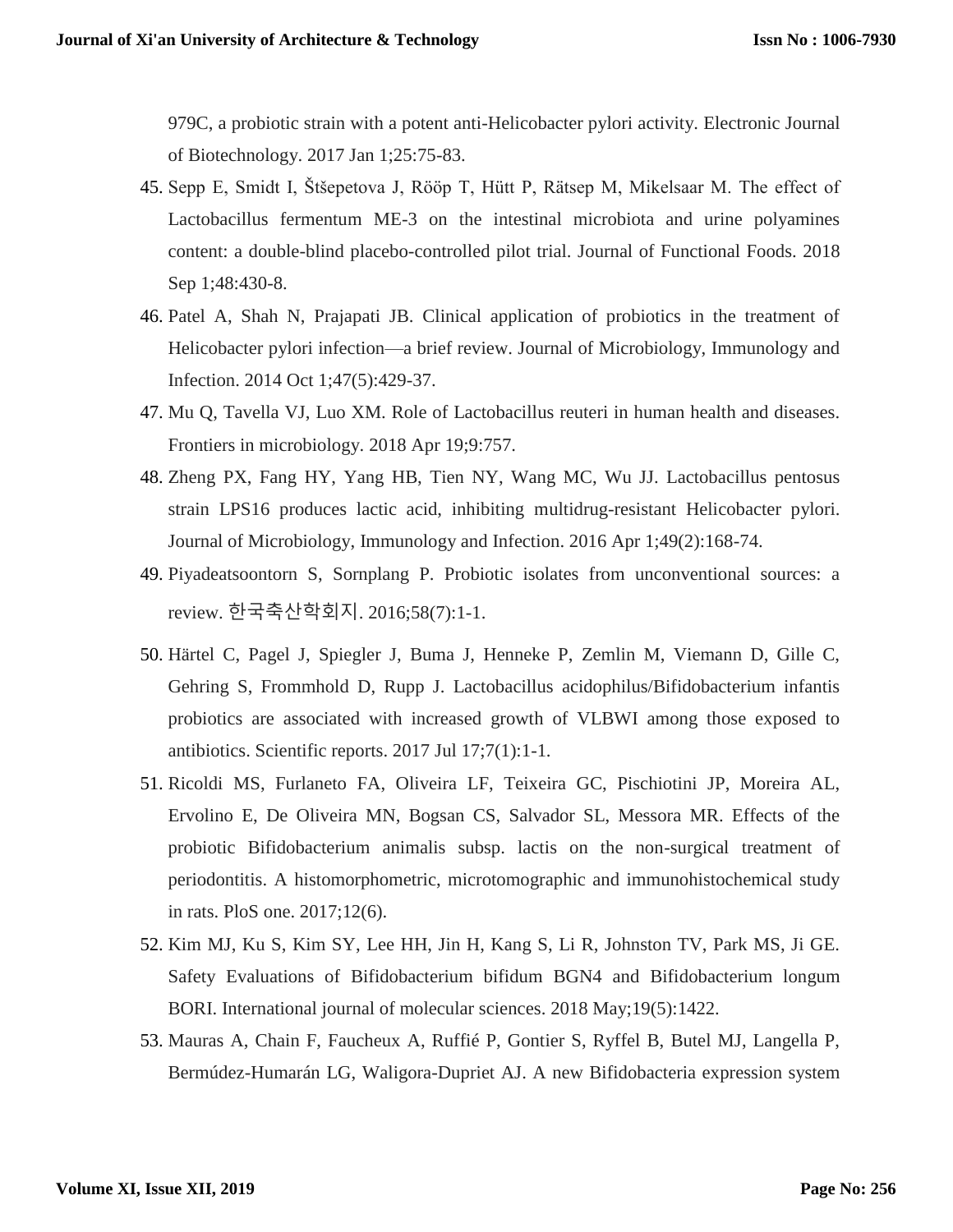979C, a probiotic strain with a potent anti-Helicobacter pylori activity. Electronic Journal of Biotechnology. 2017 Jan 1;25:75-83.

45. Sepp E, Smidt I, Štšepetova J, Rööp T, Hütt P, Rätsep M, Mikelsaar M. The effect of Lactobacillus fermentum ME-3 on the intestinal microbiota and urine polyamines content: a double-blind placebo-controlled pilot trial. Journal of Functional Foods. 2018 Sep 1;48:430-8.
46. Patel A, Shah N, Prajapati JB. Clinical application of probiotics in the treatment of Helicobacter pylori infection—a brief review. Journal of Microbiology, Immunology and Infection. 2014 Oct 1;47(5):429-37.
47. Mu Q, Tavella VJ, Luo XM. Role of Lactobacillus reuteri in human health and diseases. Frontiers in microbiology. 2018 Apr 19;9:757.
48. Zheng PX, Fang HY, Yang HB, Tien NY, Wang MC, Wu JJ. Lactobacillus pentosus strain LPS16 produces lactic acid, inhibiting multidrug-resistant Helicobacter pylori. Journal of Microbiology, Immunology and Infection. 2016 Apr 1;49(2):168-74.
49. Piyadeatsoontorn S, Sornplang P. Probiotic isolates from unconventional sources: a review. 한국축산학회지. 2016;58(7):1-1.
50. Härtel C, Pagel J, Spiegler J, Buma J, Henneke P, Zemlin M, Viemann D, Gille C, Gehring S, Frommhold D, Rupp J. Lactobacillus acidophilus/Bifidobacterium infantis probiotics are associated with increased growth of VLBWI among those exposed to antibiotics. Scientific reports. 2017 Jul 17;7(1):1-1.
51. Ricoldi MS, Furlaneto FA, Oliveira LF, Teixeira GC, Pischiotini JP, Moreira AL, Ervolino E, De Oliveira MN, Bogsan CS, Salvador SL, Messora MR. Effects of the probiotic Bifidobacterium animalis subsp. lactis on the non-surgical treatment of periodontitis. A histomorphometric, microtomographic and immunohistochemical study in rats. PloS one. 2017;12(6).
52. Kim MJ, Ku S, Kim SY, Lee HH, Jin H, Kang S, Li R, Johnston TV, Park MS, Ji GE. Safety Evaluations of Bifidobacterium bifidum BGN4 and Bifidobacterium longum BORI. International journal of molecular sciences. 2018 May;19(5):1422.
53. Mauras A, Chain F, Faucheux A, Ruffié P, Gontier S, Ryffel B, Butel MJ, Langella P, Bermúdez-Humarán LG, Waligora-Dupriet AJ. A new Bifidobacteria expression system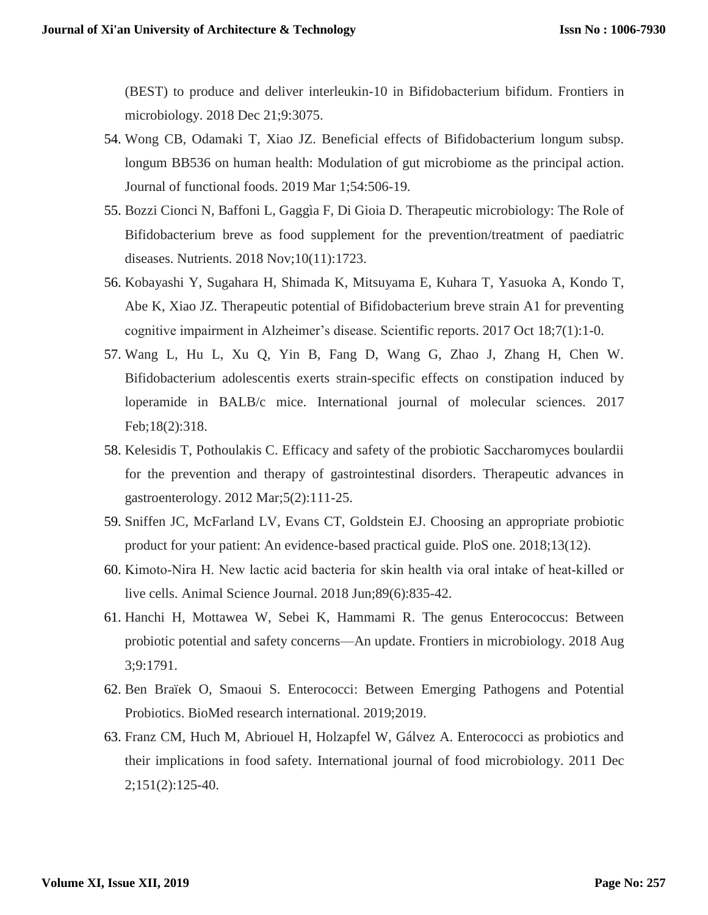(BEST) to produce and deliver interleukin-10 in Bifidobacterium bifidum. Frontiers in microbiology. 2018 Dec 21;9:3075.

54. Wong CB, Odamaki T, Xiao JZ. Beneficial effects of Bifidobacterium longum subsp. longum BB536 on human health: Modulation of gut microbiome as the principal action. Journal of functional foods. 2019 Mar 1;54:506-19.
55. Bozzi Cionci N, Baffoni L, Gaggìa F, Di Gioia D. Therapeutic microbiology: The Role of Bifidobacterium breve as food supplement for the prevention/treatment of paediatric diseases. Nutrients. 2018 Nov;10(11):1723.
56. Kobayashi Y, Sugahara H, Shimada K, Mitsuyama E, Kuhara T, Yasuoka A, Kondo T, Abe K, Xiao JZ. Therapeutic potential of Bifidobacterium breve strain A1 for preventing cognitive impairment in Alzheimer's disease. Scientific reports. 2017 Oct 18;7(1):1-0.
57. Wang L, Hu L, Xu Q, Yin B, Fang D, Wang G, Zhao J, Zhang H, Chen W. Bifidobacterium adolescentis exerts strain-specific effects on constipation induced by loperamide in BALB/c mice. International journal of molecular sciences. 2017 Feb;18(2):318.
58. Kelesidis T, Pothoulakis C. Efficacy and safety of the probiotic Saccharomyces boulardii for the prevention and therapy of gastrointestinal disorders. Therapeutic advances in gastroenterology. 2012 Mar;5(2):111-25.
59. Sniffen JC, McFarland LV, Evans CT, Goldstein EJ. Choosing an appropriate probiotic product for your patient: An evidence-based practical guide. PloS one. 2018;13(12).
60. Kimoto-Nira H. New lactic acid bacteria for skin health via oral intake of heat-killed or live cells. Animal Science Journal. 2018 Jun;89(6):835-42.
61. Hanchi H, Mottawea W, Sebei K, Hammami R. The genus Enterococcus: Between probiotic potential and safety concerns—An update. Frontiers in microbiology. 2018 Aug 3;9:1791.
62. Ben Braïek O, Smaoui S. Enterococci: Between Emerging Pathogens and Potential Probiotics. BioMed research international. 2019;2019.
63. Franz CM, Huch M, Abriouel H, Holzapfel W, Gálvez A. Enterococci as probiotics and their implications in food safety. International journal of food microbiology. 2011 Dec 2;151(2):125-40.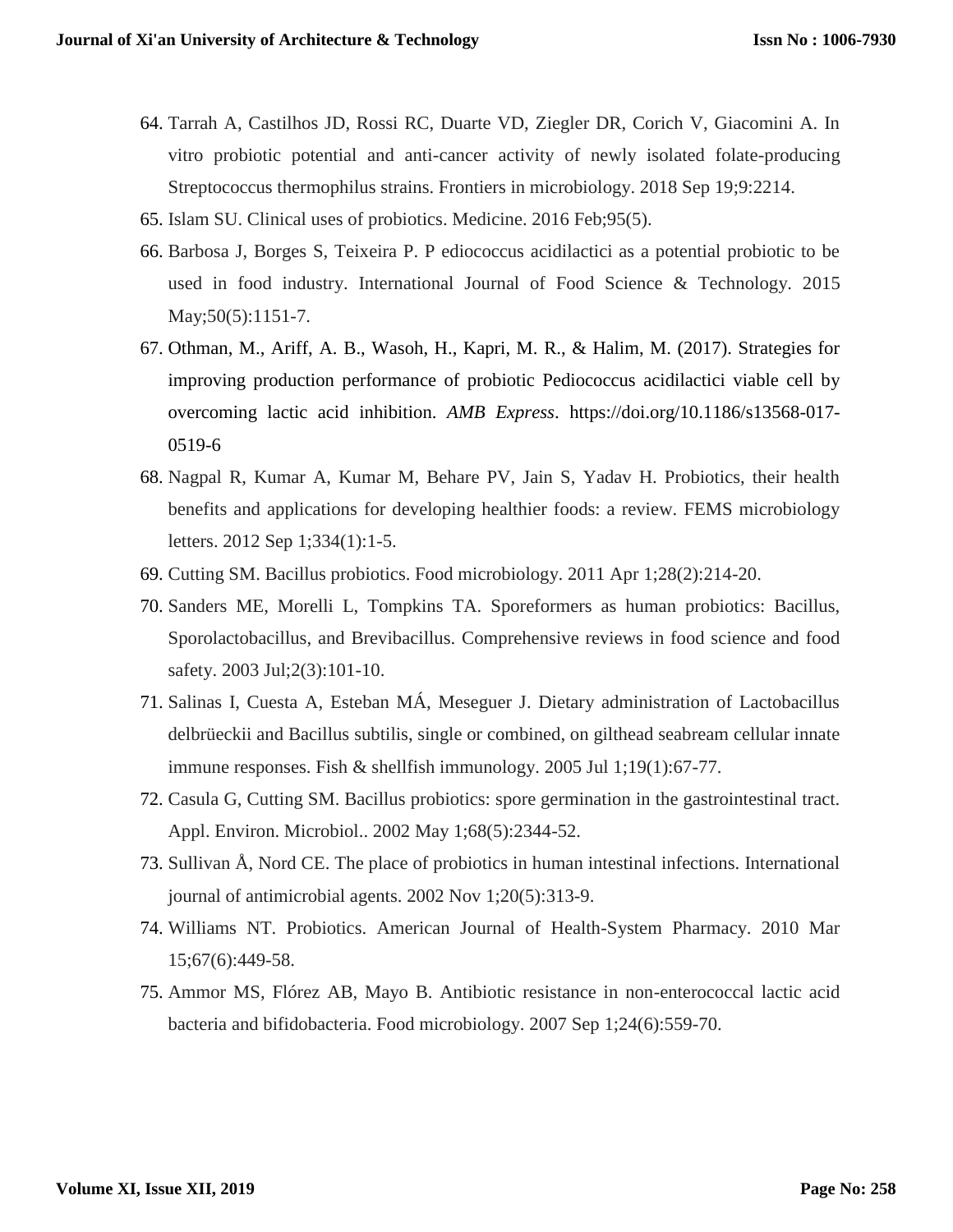64. Tarrah A, Castilhos JD, Rossi RC, Duarte VD, Ziegler DR, Corich V, Giacomini A. In vitro probiotic potential and anti-cancer activity of newly isolated folate-producing Streptococcus thermophilus strains. Frontiers in microbiology. 2018 Sep 19;9:2214.
65. Islam SU. Clinical uses of probiotics. Medicine. 2016 Feb;95(5).
66. Barbosa J, Borges S, Teixeira P. P ediococcus acidilactici as a potential probiotic to be used in food industry. International Journal of Food Science & Technology. 2015 May;50(5):1151-7.
67. Othman, M., Ariff, A. B., Wasoh, H., Kapri, M. R., & Halim, M. (2017). Strategies for improving production performance of probiotic Pediococcus acidilactici viable cell by overcoming lactic acid inhibition. *AMB Express*. https://doi.org/10.1186/s13568-017-0519-6
68. Nagpal R, Kumar A, Kumar M, Behare PV, Jain S, Yadav H. Probiotics, their health benefits and applications for developing healthier foods: a review. FEMS microbiology letters. 2012 Sep 1;334(1):1-5.
69. Cutting SM. Bacillus probiotics. Food microbiology. 2011 Apr 1;28(2):214-20.
70. Sanders ME, Morelli L, Tompkins TA. Sporeformers as human probiotics: Bacillus, Sporolactobacillus, and Brevibacillus. Comprehensive reviews in food science and food safety. 2003 Jul;2(3):101-10.
71. Salinas I, Cuesta A, Esteban MÁ, Meseguer J. Dietary administration of Lactobacillus delbrüeckii and Bacillus subtilis, single or combined, on gilthead seabream cellular innate immune responses. Fish & shellfish immunology. 2005 Jul 1;19(1):67-77.
72. Casula G, Cutting SM. Bacillus probiotics: spore germination in the gastrointestinal tract. Appl. Environ. Microbiol.. 2002 May 1;68(5):2344-52.
73. Sullivan Å, Nord CE. The place of probiotics in human intestinal infections. International journal of antimicrobial agents. 2002 Nov 1;20(5):313-9.
74. Williams NT. Probiotics. American Journal of Health-System Pharmacy. 2010 Mar 15;67(6):449-58.
75. Ammor MS, Flórez AB, Mayo B. Antibiotic resistance in non-enterococcal lactic acid bacteria and bifidobacteria. Food microbiology. 2007 Sep 1;24(6):559-70.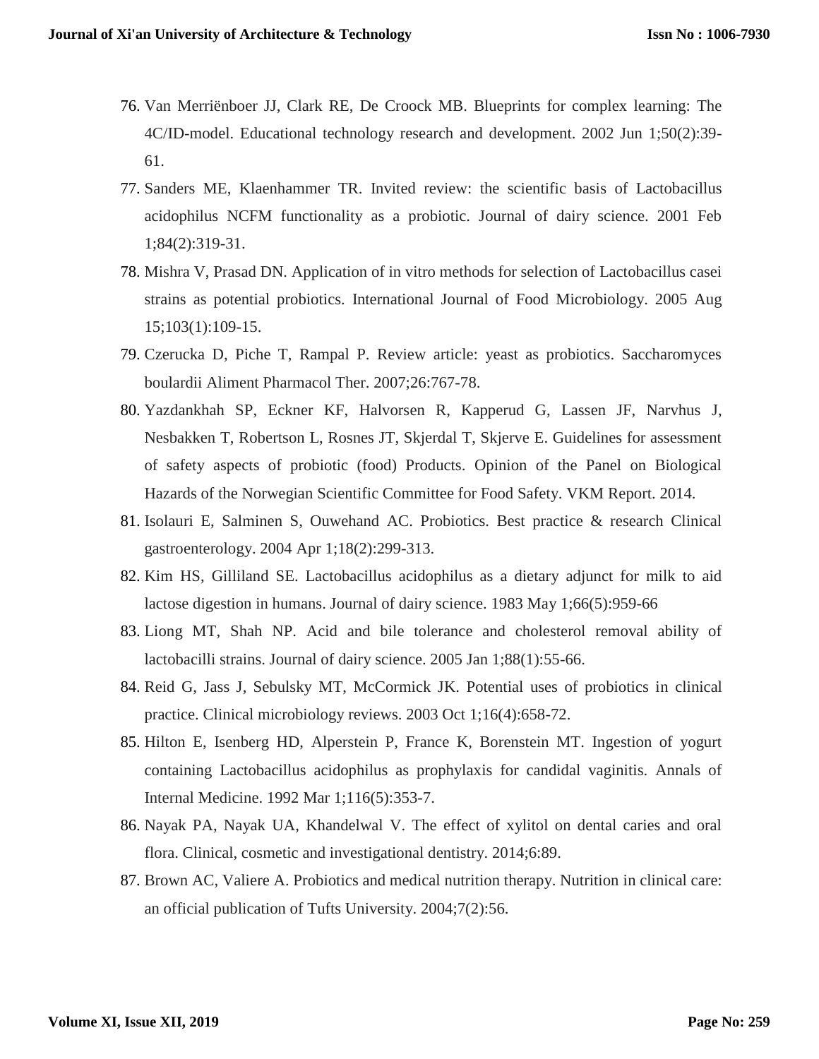76. Van Merriënboer JJ, Clark RE, De Croock MB. Blueprints for complex learning: The 4C/ID-model. Educational technology research and development. 2002 Jun 1;50(2):39-61.
77. Sanders ME, Klaenhammer TR. Invited review: the scientific basis of Lactobacillus acidophilus NCFM functionality as a probiotic. Journal of dairy science. 2001 Feb 1;84(2):319-31.
78. Mishra V, Prasad DN. Application of in vitro methods for selection of Lactobacillus casei strains as potential probiotics. International Journal of Food Microbiology. 2005 Aug 15;103(1):109-15.
79. Czerucka D, Piche T, Rampal P. Review article: yeast as probiotics. Saccharomyces boulardii Aliment Pharmacol Ther. 2007;26:767-78.
80. Yazdankhah SP, Eckner KF, Halvorsen R, Kapperud G, Lassen JF, Narvhus J, Nesbakken T, Robertson L, Rosnes JT, Skjerdal T, Skjerve E. Guidelines for assessment of safety aspects of probiotic (food) Products. Opinion of the Panel on Biological Hazards of the Norwegian Scientific Committee for Food Safety. VKM Report. 2014.
81. Isolauri E, Salminen S, Ouwehand AC. Probiotics. Best practice & research Clinical gastroenterology. 2004 Apr 1;18(2):299-313.
82. Kim HS, Gilliland SE. Lactobacillus acidophilus as a dietary adjunct for milk to aid lactose digestion in humans. Journal of dairy science. 1983 May 1;66(5):959-66
83. Liong MT, Shah NP. Acid and bile tolerance and cholesterol removal ability of lactobacilli strains. Journal of dairy science. 2005 Jan 1;88(1):55-66.
84. Reid G, Jass J, Sebulsky MT, McCormick JK. Potential uses of probiotics in clinical practice. Clinical microbiology reviews. 2003 Oct 1;16(4):658-72.
85. Hilton E, Isenberg HD, Alperstein P, France K, Borenstein MT. Ingestion of yogurt containing Lactobacillus acidophilus as prophylaxis for candidal vaginitis. Annals of Internal Medicine. 1992 Mar 1;116(5):353-7.
86. Nayak PA, Nayak UA, Khandelwal V. The effect of xylitol on dental caries and oral flora. Clinical, cosmetic and investigational dentistry. 2014;6:89.
87. Brown AC, Valiere A. Probiotics and medical nutrition therapy. Nutrition in clinical care: an official publication of Tufts University. 2004;7(2):56.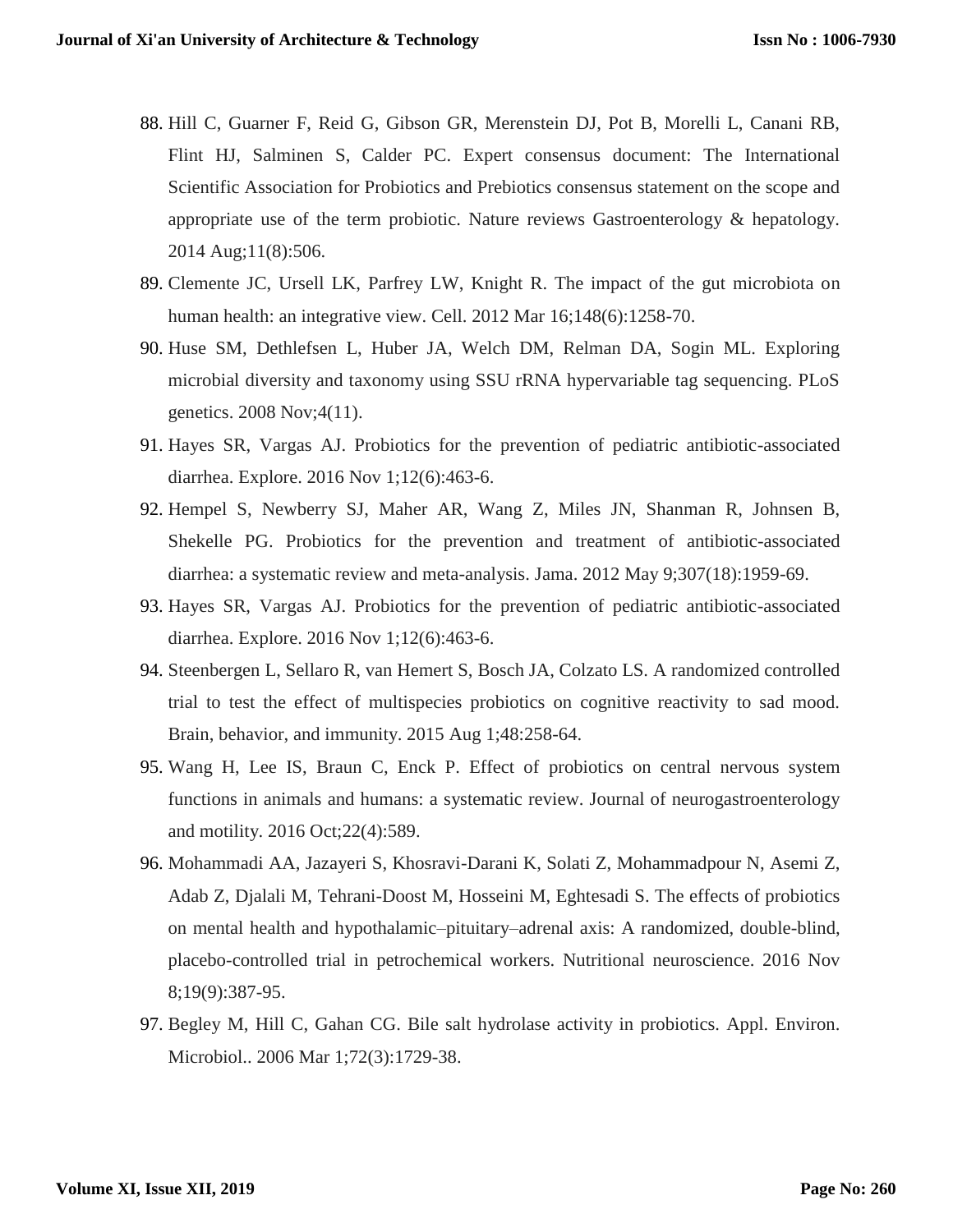88. Hill C, Guarner F, Reid G, Gibson GR, Merenstein DJ, Pot B, Morelli L, Canani RB, Flint HJ, Salminen S, Calder PC. Expert consensus document: The International Scientific Association for Probiotics and Prebiotics consensus statement on the scope and appropriate use of the term probiotic. Nature reviews Gastroenterology & hepatology. 2014 Aug;11(8):506.
89. Clemente JC, Ursell LK, Parfrey LW, Knight R. The impact of the gut microbiota on human health: an integrative view. Cell. 2012 Mar 16;148(6):1258-70.
90. Huse SM, Dethlefsen L, Huber JA, Welch DM, Relman DA, Sogin ML. Exploring microbial diversity and taxonomy using SSU rRNA hypervariable tag sequencing. PLoS genetics. 2008 Nov;4(11).
91. Hayes SR, Vargas AJ. Probiotics for the prevention of pediatric antibiotic-associated diarrhea. Explore. 2016 Nov 1;12(6):463-6.
92. Hempel S, Newberry SJ, Maher AR, Wang Z, Miles JN, Shanman R, Johnsen B, Shekelle PG. Probiotics for the prevention and treatment of antibiotic-associated diarrhea: a systematic review and meta-analysis. Jama. 2012 May 9;307(18):1959-69.
93. Hayes SR, Vargas AJ. Probiotics for the prevention of pediatric antibiotic-associated diarrhea. Explore. 2016 Nov 1;12(6):463-6.
94. Steenbergen L, Sellaro R, van Hemert S, Bosch JA, Colzato LS. A randomized controlled trial to test the effect of multispecies probiotics on cognitive reactivity to sad mood. Brain, behavior, and immunity. 2015 Aug 1;48:258-64.
95. Wang H, Lee IS, Braun C, Enck P. Effect of probiotics on central nervous system functions in animals and humans: a systematic review. Journal of neurogastroenterology and motility. 2016 Oct;22(4):589.
96. Mohammadi AA, Jazayeri S, Khosravi-Darani K, Solati Z, Mohammadpour N, Asemi Z, Adab Z, Djalali M, Tehrani-Doost M, Hosseini M, Eghtesadi S. The effects of probiotics on mental health and hypothalamic–pituitary–adrenal axis: A randomized, double-blind, placebo-controlled trial in petrochemical workers. Nutritional neuroscience. 2016 Nov 8;19(9):387-95.
97. Begley M, Hill C, Gahan CG. Bile salt hydrolase activity in probiotics. Appl. Environ. Microbiol.. 2006 Mar 1;72(3):1729-38.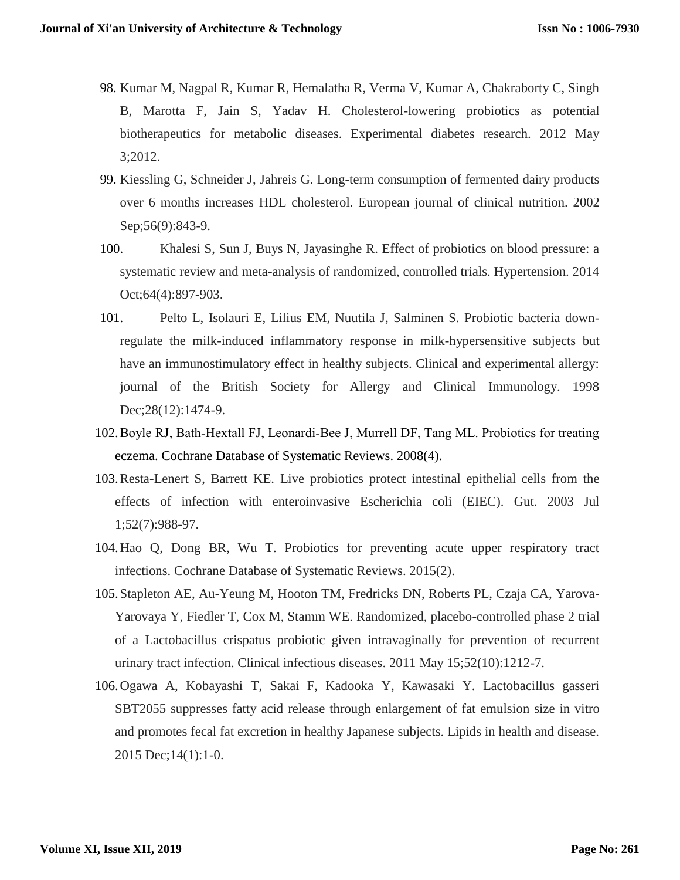98. Kumar M, Nagpal R, Kumar R, Hemalatha R, Verma V, Kumar A, Chakraborty C, Singh B, Marotta F, Jain S, Yadav H. Cholesterol-lowering probiotics as potential biotherapeutics for metabolic diseases. Experimental diabetes research. 2012 May 3;2012.
99. Kiessling G, Schneider J, Jahreis G. Long-term consumption of fermented dairy products over 6 months increases HDL cholesterol. European journal of clinical nutrition. 2002 Sep;56(9):843-9.
100. Khalesi S, Sun J, Buys N, Jayasinghe R. Effect of probiotics on blood pressure: a systematic review and meta-analysis of randomized, controlled trials. Hypertension. 2014 Oct;64(4):897-903.
101. Pelto L, Isolauri E, Lilius EM, Nuutila J, Salminen S. Probiotic bacteria down-regulate the milk-induced inflammatory response in milk-hypersensitive subjects but have an immunostimulatory effect in healthy subjects. Clinical and experimental allergy: journal of the British Society for Allergy and Clinical Immunology. 1998 Dec;28(12):1474-9.
102. Boyle RJ, Bath-Hextall FJ, Leonardi-Bee J, Murrell DF, Tang ML. Probiotics for treating eczema. Cochrane Database of Systematic Reviews. 2008(4).
103. Resta-Lenert S, Barrett KE. Live probiotics protect intestinal epithelial cells from the effects of infection with enteroinvasive Escherichia coli (EIEC). Gut. 2003 Jul 1;52(7):988-97.
104. Hao Q, Dong BR, Wu T. Probiotics for preventing acute upper respiratory tract infections. Cochrane Database of Systematic Reviews. 2015(2).
105. Stapleton AE, Au-Yeung M, Hooton TM, Fredricks DN, Roberts PL, Czaja CA, Yarova-Yarovaya Y, Fiedler T, Cox M, Stamm WE. Randomized, placebo-controlled phase 2 trial of a Lactobacillus crispatus probiotic given intravaginally for prevention of recurrent urinary tract infection. Clinical infectious diseases. 2011 May 15;52(10):1212-7.
106. Ogawa A, Kobayashi T, Sakai F, Kadooka Y, Kawasaki Y. Lactobacillus gasseri SBT2055 suppresses fatty acid release through enlargement of fat emulsion size in vitro and promotes fecal fat excretion in healthy Japanese subjects. Lipids in health and disease. 2015 Dec;14(1):1-0.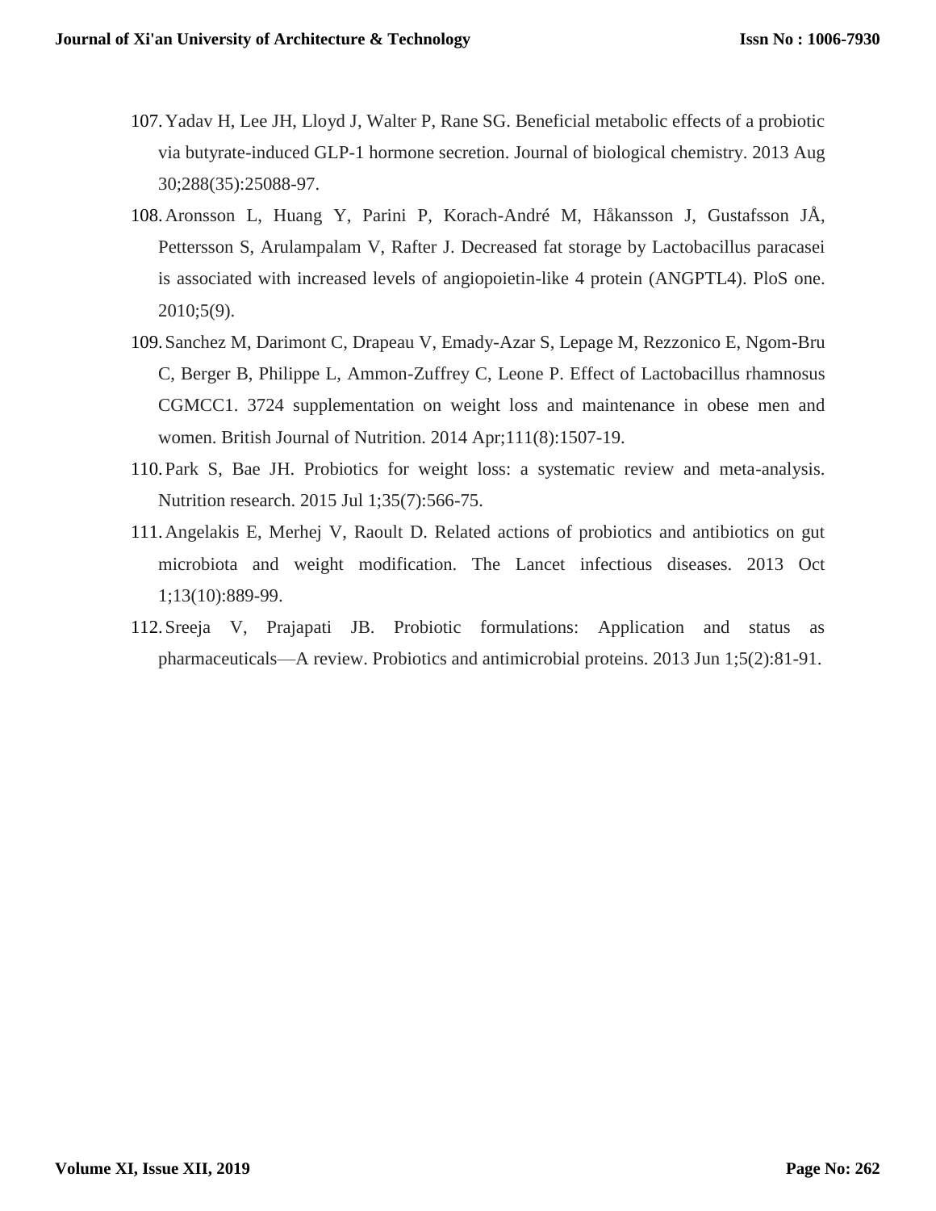107. Yadav H, Lee JH, Lloyd J, Walter P, Rane SG. Beneficial metabolic effects of a probiotic via butyrate-induced GLP-1 hormone secretion. Journal of biological chemistry. 2013 Aug 30;288(35):25088-97.
108. Aronsson L, Huang Y, Parini P, Korach-André M, Håkansson J, Gustafsson JÅ, Pettersson S, Arulampalam V, Rafter J. Decreased fat storage by Lactobacillus paracasei is associated with increased levels of angiopoietin-like 4 protein (ANGPTL4). PloS one. 2010;5(9).
109. Sanchez M, Darimont C, Drapeau V, Emady-Azar S, Lepage M, Rezzonico E, Ngom-Bru C, Berger B, Philippe L, Ammon-Zuffrey C, Leone P. Effect of Lactobacillus rhamnosus CGMCC1. 3724 supplementation on weight loss and maintenance in obese men and women. British Journal of Nutrition. 2014 Apr;111(8):1507-19.
110. Park S, Bae JH. Probiotics for weight loss: a systematic review and meta-analysis. Nutrition research. 2015 Jul 1;35(7):566-75.
111. Angelakis E, Merhej V, Raoult D. Related actions of probiotics and antibiotics on gut microbiota and weight modification. The Lancet infectious diseases. 2013 Oct 1;13(10):889-99.
112. Sreeja V, Prajapati JB. Probiotic formulations: Application and status as pharmaceuticals—A review. Probiotics and antimicrobial proteins. 2013 Jun 1;5(2):81-91.